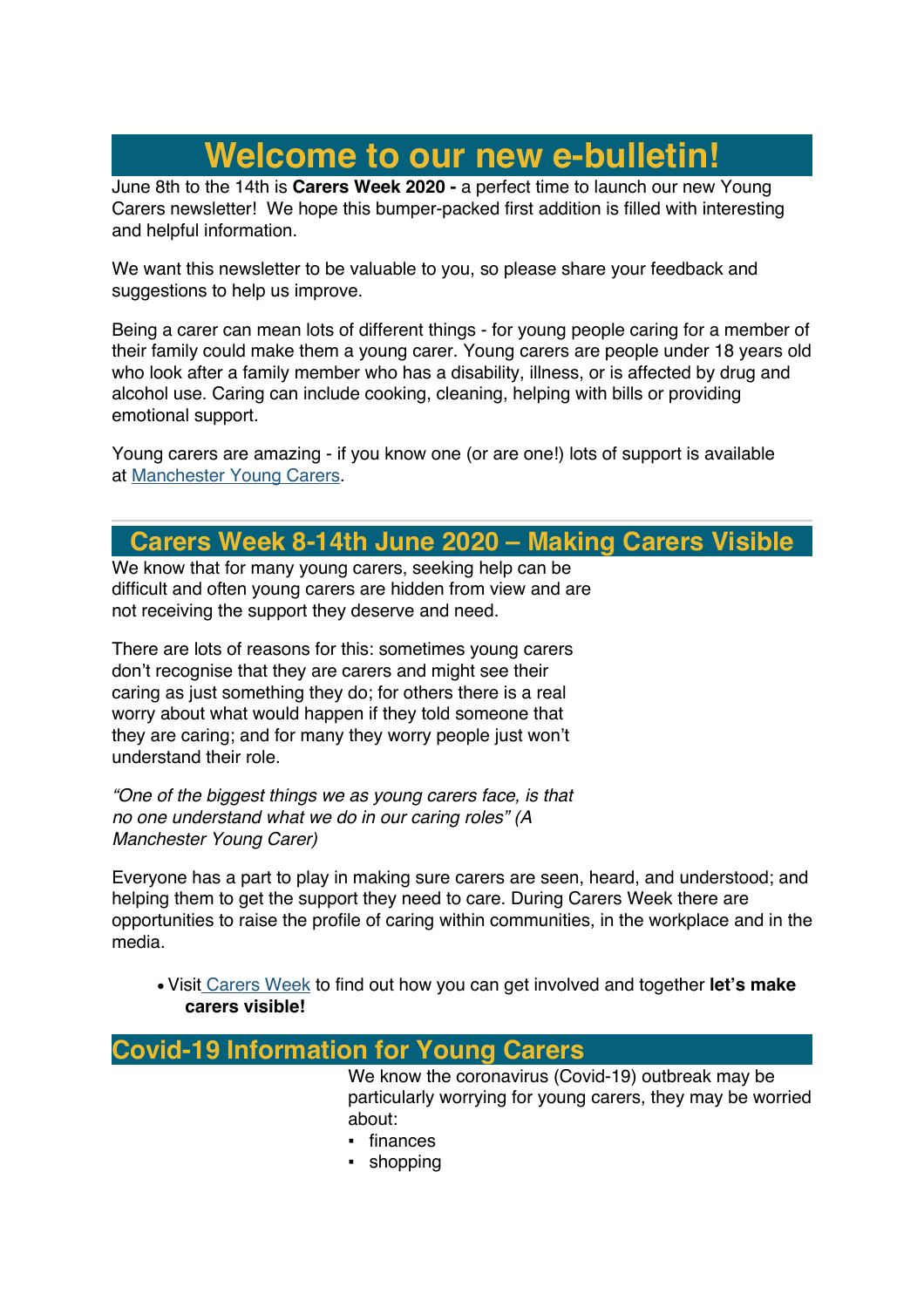# Welcome to our new e-bulletin!

June 8th to the 14th is **Carers Week 2020 -** a perfect time to launch our new Young Carers newsletter! We hope this bumper-packed first addition is filled with interesting and helpful information.

We want this newsletter to be valuable to you, so please share your feedback and suggestions to help us improve.

Being a carer can mean lots of different things - for young people caring for a member of their family could make them a young carer. Young carers are people under 18 years old who look after a family member who has a disability, illness, or is affected by drug and alcohol use. Caring can include cooking, cleaning, helping with bills or providing emotional support.

Young carers are amazing - if you know one (or are one!) lots of support is available at Manchester Young Carers.

---

## Carers Week 8-14th June 2020 – Making Carers Visible

We know that for many young carers, seeking help can be difficult and often young carers are hidden from view and are not receiving the support they deserve and need.

There are lots of reasons for this: sometimes young carers don't recognise that they are carers and might see their caring as just something they do; for others there is a real worry about what would happen if they told someone that they are caring; and for many they worry people just won't understand their role.

*"One of the biggest things we as young carers face, is that no one understand what we do in our caring roles" (A Manchester Young Carer)*

Everyone has a part to play in making sure carers are seen, heard, and understood; and helping them to get the support they need to care. During Carers Week there are opportunities to raise the profile of caring within communities, in the workplace and in the media.

- Visit Carers Week to find out how you can get involved and together **let's make carers visible!**

## Covid-19 Information for Young Carers

We know the coronavirus (Covid-19) outbreak may be particularly worrying for young carers, they may be worried about:

- finances
- shopping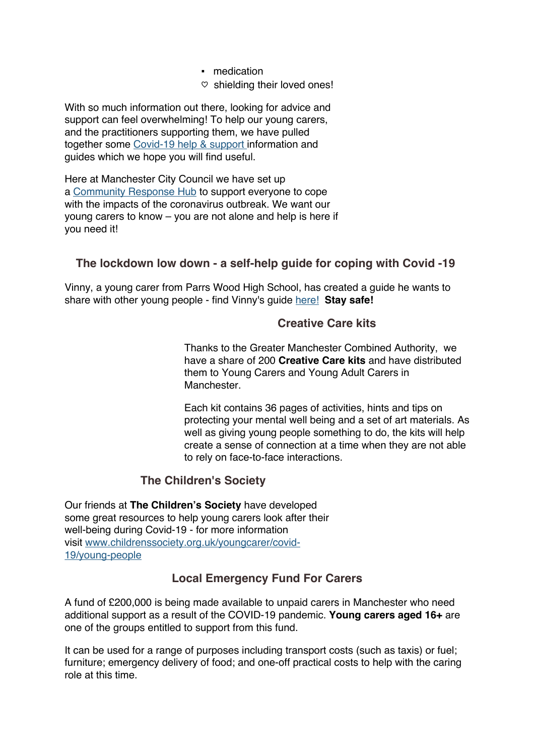- medication
- ♡ shielding their loved ones!

With so much information out there, looking for advice and support can feel overwhelming! To help our young carers, and the practitioners supporting them, we have pulled together some Covid-19 help & support information and guides which we hope you will find useful.

Here at Manchester City Council we have set up a Community Response Hub to support everyone to cope with the impacts of the coronavirus outbreak. We want our young carers to know – you are not alone and help is here if you need it!

## The lockdown low down - a self-help guide for coping with Covid -19

Vinny, a young carer from Parrs Wood High School, has created a guide he wants to share with other young people - find Vinny's guide here! **Stay safe!**

## Creative Care kits

Thanks to the Greater Manchester Combined Authority, we have a share of 200 **Creative Care kits** and have distributed them to Young Carers and Young Adult Carers in Manchester.

Each kit contains 36 pages of activities, hints and tips on protecting your mental well being and a set of art materials. As well as giving young people something to do, the kits will help create a sense of connection at a time when they are not able to rely on face-to-face interactions.

## The Children's Society

Our friends at **The Children's Society** have developed some great resources to help young carers look after their well-being during Covid-19 - for more information visit www.childrenssociety.org.uk/youngcarer/covid-19/young-people

## Local Emergency Fund For Carers

A fund of £200,000 is being made available to unpaid carers in Manchester who need additional support as a result of the COVID-19 pandemic. **Young carers aged 16+** are one of the groups entitled to support from this fund.

It can be used for a range of purposes including transport costs (such as taxis) or fuel; furniture; emergency delivery of food; and one-off practical costs to help with the caring role at this time.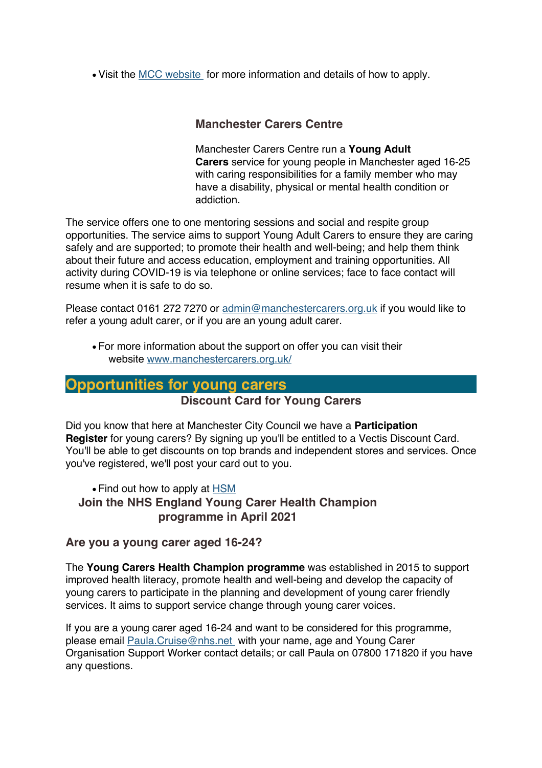- Visit the [MCC website](#) for more information and details of how to apply.

### Manchester Carers Centre

Manchester Carers Centre run a **Young Adult Carers** service for young people in Manchester aged 16-25 with caring responsibilities for a family member who may have a disability, physical or mental health condition or addiction.

The service offers one to one mentoring sessions and social and respite group opportunities. The service aims to support Young Adult Carers to ensure they are caring safely and are supported; to promote their health and well-being; and help them think about their future and access education, employment and training opportunities. All activity during COVID-19 is via telephone or online services; face to face contact will resume when it is safe to do so.

Please contact 0161 272 7270 or admin@manchestercarers.org.uk if you would like to refer a young adult carer, or if you are an young adult carer.

- For more information about the support on offer you can visit their website www.manchestercarers.org.uk/

## Opportunities for young carers

### Discount Card for Young Carers

Did you know that here at Manchester City Council we have a **Participation Register** for young carers? By signing up you'll be entitled to a Vectis Discount Card. You'll be able to get discounts on top brands and independent stores and services. Once you've registered, we'll post your card out to you.

- Find out how to apply at [HSM](#)

### Join the NHS England Young Carer Health Champion programme in April 2021

### Are you a young carer aged 16-24?

The **Young Carers Health Champion programme** was established in 2015 to support improved health literacy, promote health and well-being and develop the capacity of young carers to participate in the planning and development of young carer friendly services. It aims to support service change through young carer voices.

If you are a young carer aged 16-24 and want to be considered for this programme, please email Paula.Cruise@nhs.net with your name, age and Young Carer Organisation Support Worker contact details; or call Paula on 07800 171820 if you have any questions.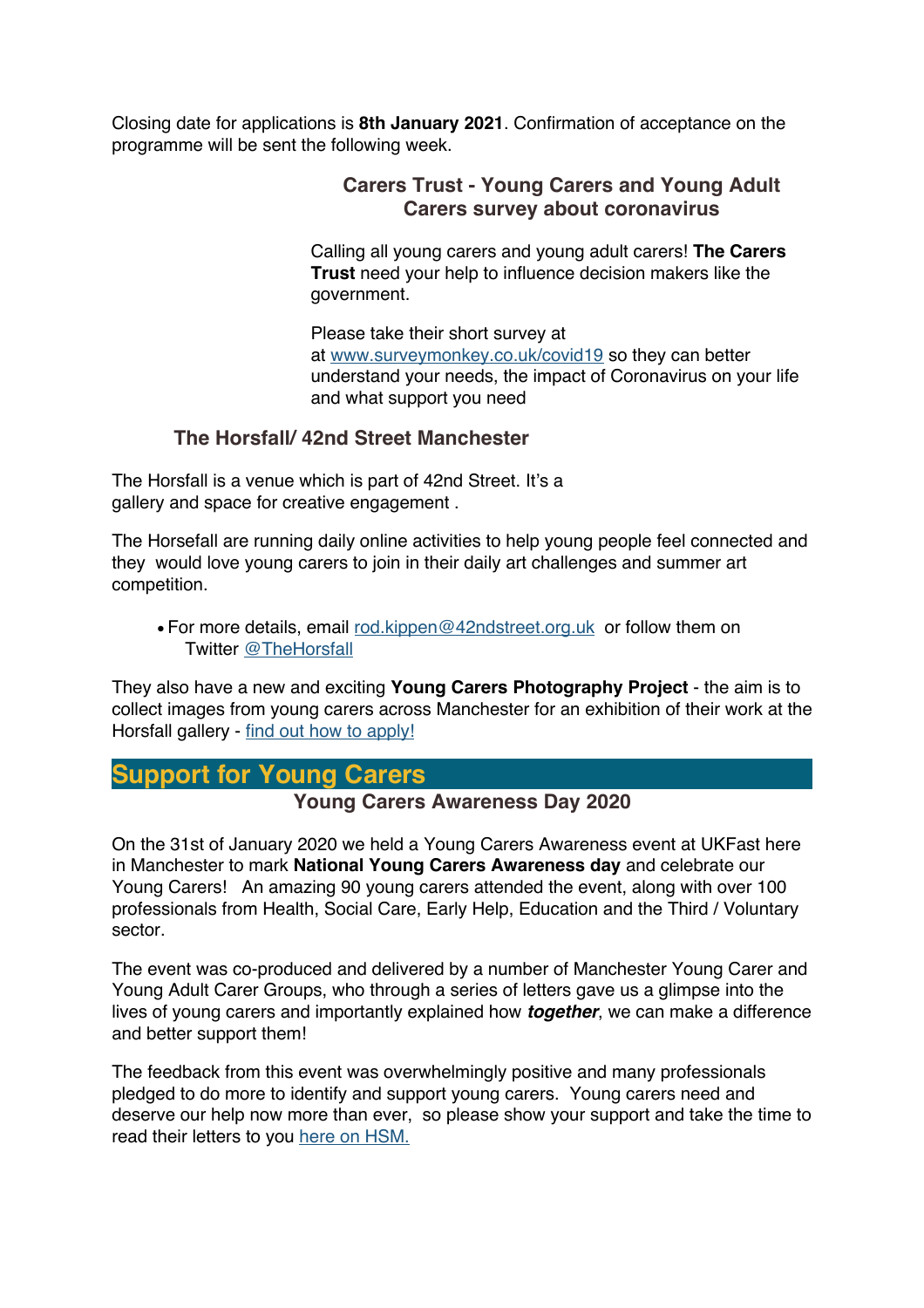Closing date for applications is **8th January 2021**. Confirmation of acceptance on the programme will be sent the following week.

### Carers Trust - Young Carers and Young Adult Carers survey about coronavirus

Calling all young carers and young adult carers! **The Carers Trust** need your help to influence decision makers like the government.

Please take their short survey at at [www.surveymonkey.co.uk/covid19](www.surveymonkey.co.uk/covid19) so they can better understand your needs, the impact of Coronavirus on your life and what support you need

### The Horsfall/ 42nd Street Manchester

The Horsfall is a venue which is part of 42nd Street. It's a gallery and space for creative engagement .

The Horsefall are running daily online activities to help young people feel connected and they would love young carers to join in their daily art challenges and summer art competition.

- For more details, email [rod.kippen@42ndstreet.org.uk](mailto:rod.kippen@42ndstreet.org.uk) or follow them on Twitter [@TheHorsfall](https://twitter.com/TheHorsfall)

They also have a new and exciting **Young Carers Photography Project** - the aim is to collect images from young carers across Manchester for an exhibition of their work at the Horsfall gallery - find out how to apply!

## Support for Young Carers

### Young Carers Awareness Day 2020

On the 31st of January 2020 we held a Young Carers Awareness event at UKFast here in Manchester to mark **National Young Carers Awareness day** and celebrate our Young Carers! An amazing 90 young carers attended the event, along with over 100 professionals from Health, Social Care, Early Help, Education and the Third / Voluntary sector.

The event was co-produced and delivered by a number of Manchester Young Carer and Young Adult Carer Groups, who through a series of letters gave us a glimpse into the lives of young carers and importantly explained how ***together***, we can make a difference and better support them!

The feedback from this event was overwhelmingly positive and many professionals pledged to do more to identify and support young carers. Young carers need and deserve our help now more than ever, so please show your support and take the time to read their letters to you here on HSM.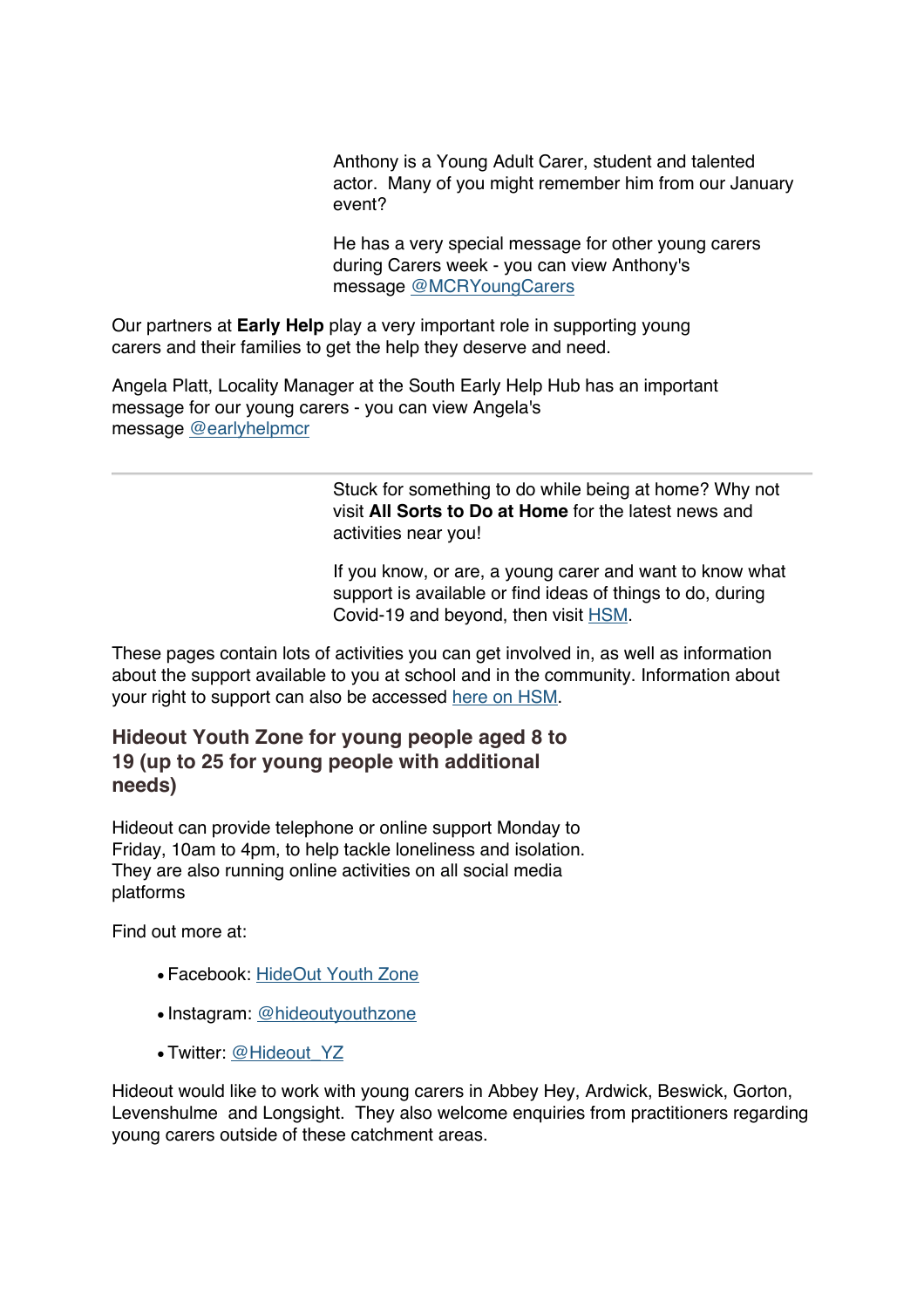Anthony is a Young Adult Carer, student and talented actor. Many of you might remember him from our January event?

He has a very special message for other young carers during Carers week - you can view Anthony's message @MCRYoungCarers

Our partners at **Early Help** play a very important role in supporting young carers and their families to get the help they deserve and need.

Angela Platt, Locality Manager at the South Early Help Hub has an important message for our young carers - you can view Angela's message @earlyhelpmcr

---

Stuck for something to do while being at home? Why not visit **All Sorts to Do at Home** for the latest news and activities near you!

If you know, or are, a young carer and want to know what support is available or find ideas of things to do, during Covid-19 and beyond, then visit HSM.

These pages contain lots of activities you can get involved in, as well as information about the support available to you at school and in the community. Information about your right to support can also be accessed here on HSM.

## Hideout Youth Zone for young people aged 8 to 19 (up to 25 for young people with additional needs)

Hideout can provide telephone or online support Monday to Friday, 10am to 4pm, to help tackle loneliness and isolation. They are also running online activities on all social media platforms

Find out more at:

- Facebook: HideOut Youth Zone
- Instagram: @hideoutyouthzone
- Twitter: @Hideout_YZ

Hideout would like to work with young carers in Abbey Hey, Ardwick, Beswick, Gorton, Levenshulme and Longsight. They also welcome enquiries from practitioners regarding young carers outside of these catchment areas.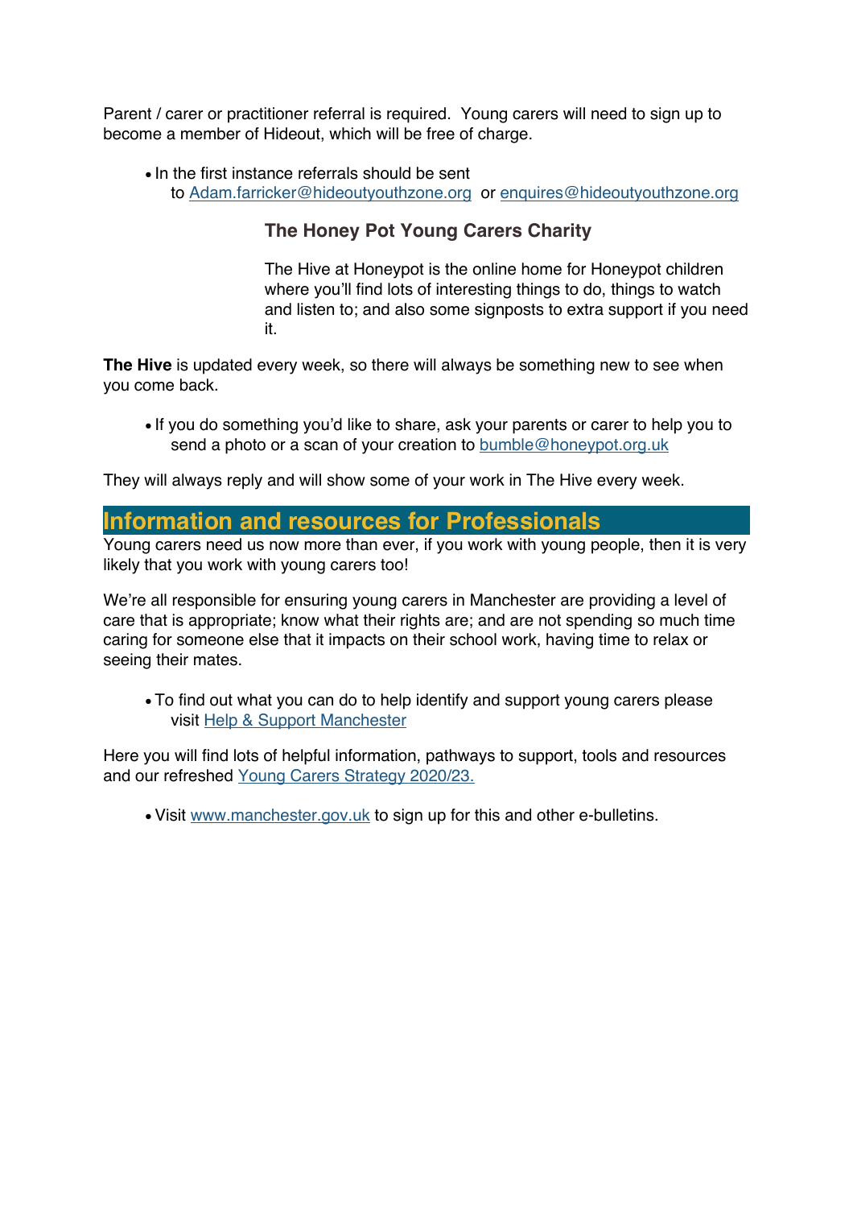Parent / carer or practitioner referral is required. Young carers will need to sign up to become a member of Hideout, which will be free of charge.

- In the first instance referrals should be sent to Adam.farricker@hideoutyouthzone.org or enquires@hideoutyouthzone.org

### The Honey Pot Young Carers Charity

The Hive at Honeypot is the online home for Honeypot children where you'll find lots of interesting things to do, things to watch and listen to; and also some signposts to extra support if you need it.

**The Hive** is updated every week, so there will always be something new to see when you come back.

- If you do something you'd like to share, ask your parents or carer to help you to send a photo or a scan of your creation to bumble@honeypot.org.uk

They will always reply and will show some of your work in The Hive every week.

## Information and resources for Professionals

Young carers need us now more than ever, if you work with young people, then it is very likely that you work with young carers too!

We're all responsible for ensuring young carers in Manchester are providing a level of care that is appropriate; know what their rights are; and are not spending so much time caring for someone else that it impacts on their school work, having time to relax or seeing their mates.

- To find out what you can do to help identify and support young carers please visit Help & Support Manchester

Here you will find lots of helpful information, pathways to support, tools and resources and our refreshed Young Carers Strategy 2020/23.

- Visit www.manchester.gov.uk to sign up for this and other e-bulletins.